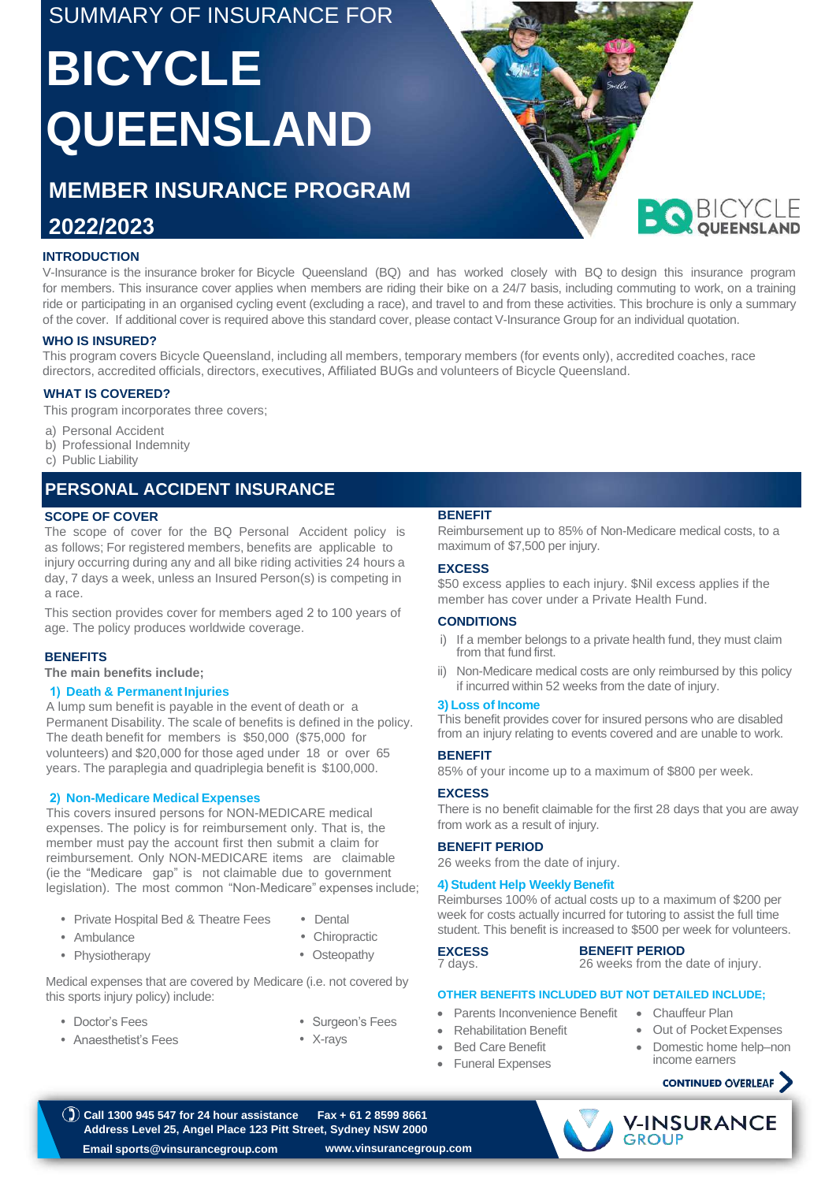SUMMARY OF INSURANCE FOR

# BICYCLE QUEENSLAND

## MEMBER INSURANCE PROGRAM

## 2022/2023

### INTRODUCTION

V-Insurance is the insurance broker for Bicycle Queensland (BQ) and has worked closely with BQ to design this insurance program for members. This insurance cover applies when members are riding their bike on a 24/7 basis, including commuting to work, on a training ride or participating in an organised cycling event (excluding a race), and travel to and from these activities. This brochure is only a summary of the cover. If additional cover is required above this standard cover, please contact V-Insurance Group for an individual quotation.

### WHO IS INSURED?

This program covers Bicycle Queensland, including all members, temporary members (for events only), accredited coaches, race directors, accredited officials, directors, executives, Affiliated BUGs and volunteers of Bicycle Queensland.

### WHAT IS COVERED?

This program incorporates three covers;

a) Personal Accident
b) Professional Indemnity
c) Public Liability

## PERSONAL ACCIDENT INSURANCE

### SCOPE OF COVER

The scope of cover for the BQ Personal Accident policy is as follows; For registered members, benefits are applicable to injury occurring during any and all bike riding activities 24 hours a day, 7 days a week, unless an Insured Person(s) is competing in a race.

This section provides cover for members aged 2 to 100 years of age. The policy produces worldwide coverage.

### BENEFITS

**The main benefits include;**

#### 1) Death & Permanent Injuries

A lump sum benefit is payable in the event of death or a Permanent Disability. The scale of benefits is defined in the policy. The death benefit for members is $50,000 ($75,000 for volunteers) and $20,000 for those aged under 18 or over 65 years. The paraplegia and quadriplegia benefit is $100,000.

#### 2) Non-Medicare Medical Expenses

This covers insured persons for NON-MEDICARE medical expenses. The policy is for reimbursement only. That is, the member must pay the account first then submit a claim for reimbursement. Only NON-MEDICARE items are claimable (ie the "Medicare gap" is not claimable due to government legislation). The most common "Non-Medicare" expenses include;

- Private Hospital Bed & Theatre Fees
- Ambulance
- Physiotherapy
- Dental
- Chiropractic
- Osteopathy

Medical expenses that are covered by Medicare (i.e. not covered by this sports injury policy) include:

- Doctor's Fees
- Anaesthetist's Fees
- Surgeon's Fees
- X-rays

**BENEFIT**

Reimbursement up to 85% of Non-Medicare medical costs, to a maximum of $7,500 per injury.

**EXCESS**

$50 excess applies to each injury. $Nil excess applies if the member has cover under a Private Health Fund.

**CONDITIONS**

i) If a member belongs to a private health fund, they must claim from that fund first.

ii) Non-Medicare medical costs are only reimbursed by this policy if incurred within 52 weeks from the date of injury.

#### 3) Loss of Income

This benefit provides cover for insured persons who are disabled from an injury relating to events covered and are unable to work.

**BENEFIT**

85% of your income up to a maximum of $800 per week.

**EXCESS**

There is no benefit claimable for the first 28 days that you are away from work as a result of injury.

**BENEFIT PERIOD**

26 weeks from the date of injury.

#### 4) Student Help Weekly Benefit

Reimburses 100% of actual costs up to a maximum of $200 per week for costs actually incurred for tutoring to assist the full time student. This benefit is increased to $500 per week for volunteers.

**EXCESS**
7 days.

**BENEFIT PERIOD**
26 weeks from the date of injury.

**OTHER BENEFITS INCLUDED BUT NOT DETAILED INCLUDE;**

- Parents Inconvenience Benefit
- Rehabilitation Benefit
- Bed Care Benefit
- Funeral Expenses
- Chauffeur Plan
- Out of Pocket Expenses
- Domestic home help–non income earners

CONTINUED OVERLEAF

**Call 1300 945 547 for 24 hour assistance   Fax + 61 2 8599 8661**
**Address Level 25, Angel Place 123 Pitt Street, Sydney NSW 2000**
**Email sports@vinsurancegroup.com   www.vinsurancegroup.com**

V-INSURANCE GROUP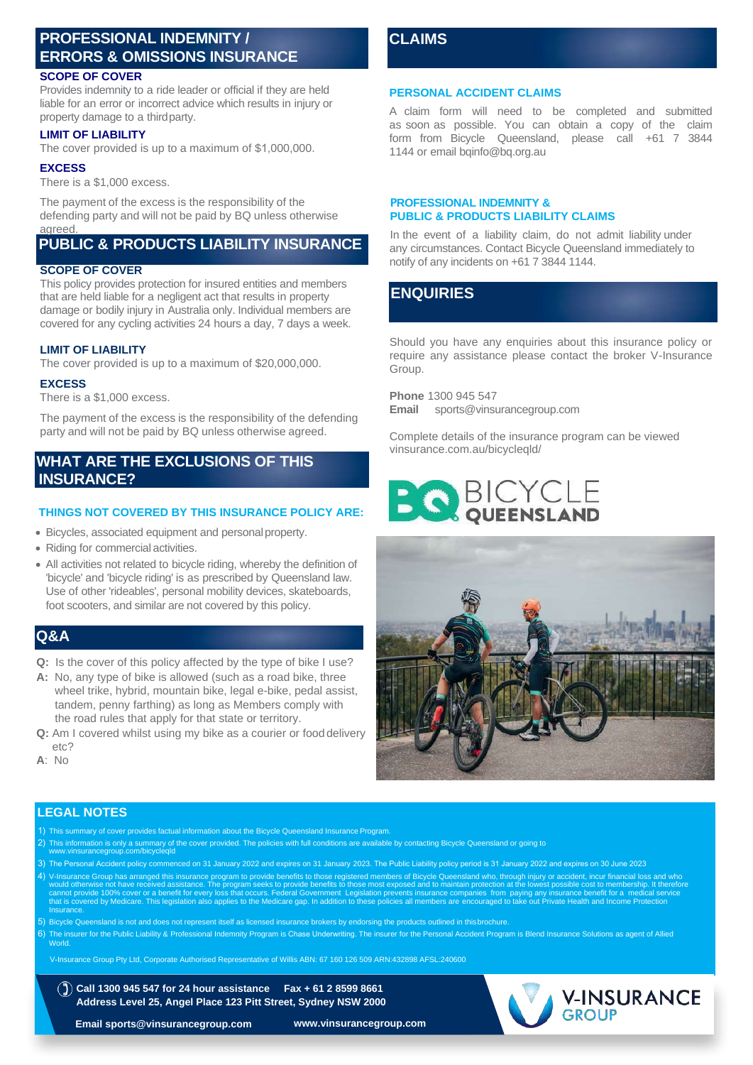## PROFESSIONAL INDEMNITY / ERRORS & OMISSIONS INSURANCE

### SCOPE OF COVER

Provides indemnity to a ride leader or official if they are held liable for an error or incorrect advice which results in injury or property damage to a third party.

### LIMIT OF LIABILITY

The cover provided is up to a maximum of $1,000,000.

### EXCESS

There is a $1,000 excess.

The payment of the excess is the responsibility of the defending party and will not be paid by BQ unless otherwise agreed.

## PUBLIC & PRODUCTS LIABILITY INSURANCE

### SCOPE OF COVER

This policy provides protection for insured entities and members that are held liable for a negligent act that results in property damage or bodily injury in Australia only. Individual members are covered for any cycling activities 24 hours a day, 7 days a week.

### LIMIT OF LIABILITY

The cover provided is up to a maximum of $20,000,000.

### EXCESS

There is a $1,000 excess.

The payment of the excess is the responsibility of the defending party and will not be paid by BQ unless otherwise agreed.

## WHAT ARE THE EXCLUSIONS OF THIS INSURANCE?

### THINGS NOT COVERED BY THIS INSURANCE POLICY ARE:

- Bicycles, associated equipment and personal property.
- Riding for commercial activities.
- All activities not related to bicycle riding, whereby the definition of 'bicycle' and 'bicycle riding' is as prescribed by Queensland law. Use of other 'rideables', personal mobility devices, skateboards, foot scooters, and similar are not covered by this policy.

## Q&A

**Q:** Is the cover of this policy affected by the type of bike I use?

**A:** No, any type of bike is allowed (such as a road bike, three wheel trike, hybrid, mountain bike, legal e-bike, pedal assist, tandem, penny farthing) as long as Members comply with the road rules that apply for that state or territory.

**Q:** Am I covered whilst using my bike as a courier or food delivery etc?

**A**: No

## CLAIMS

### PERSONAL ACCIDENT CLAIMS

A claim form will need to be completed and submitted as soon as possible. You can obtain a copy of the claim form from Bicycle Queensland, please call +61 7 3844 1144 or email bqinfo@bq.org.au

### PROFESSIONAL INDEMNITY & PUBLIC & PRODUCTS LIABILITY CLAIMS

In the event of a liability claim, do not admit liability under any circumstances. Contact Bicycle Queensland immediately to notify of any incidents on +61 7 3844 1144.

## ENQUIRIES

Should you have any enquiries about this insurance policy or require any assistance please contact the broker V-Insurance Group.

**Phone** 1300 945 547
**Email** sports@vinsurancegroup.com

Complete details of the insurance program can be viewed vinsurance.com.au/bicycleqld/

BQ BICYCLE QUEENSLAND

## LEGAL NOTES

1) This summary of cover provides factual information about the Bicycle Queensland Insurance Program.
2) This information is only a summary of the cover provided. The policies with full conditions are available by contacting Bicycle Queensland or going to www.vinsurancegroup.com/bicycleqld
3) The Personal Accident policy commenced on 31 January 2022 and expires on 31 January 2023. The Public Liability policy period is 31 January 2022 and expires on 30 June 2023
4) V-Insurance Group has arranged this insurance program to provide benefits to those registered members of Bicycle Queensland who, through injury or accident, incur financial loss and who would otherwise not have received assistance. The program seeks to provide benefits to those most exposed and to maintain protection at the lowest possible cost to membership. It therefore cannot provide 100% cover or a benefit for every loss that occurs. Federal Government Legislation prevents insurance companies from paying any insurance benefit for a medical service that is covered by Medicare. This legislation also applies to the Medicare gap. In addition to these policies all members are encouraged to take out Private Health and Income Protection Insurance.
5) Bicycle Queensland is not and does not represent itself as licensed insurance brokers by endorsing the products outlined in this brochure.
6) The insurer for the Public Liability & Professional Indemnity Program is Chase Underwriting. The insurer for the Personal Accident Program is Blend Insurance Solutions as agent of Allied World.

V-Insurance Group Pty Ltd, Corporate Authorised Representative of Willis ABN: 67 160 126 509 ARN:432898 AFSL:240600

**Call 1300 945 547 for 24 hour assistance** **Fax + 61 2 8599 8661**
**Address Level 25, Angel Place 123 Pitt Street, Sydney NSW 2000**
**Email sports@vinsurancegroup.com** **www.vinsurancegroup.com**

V-INSURANCE GROUP